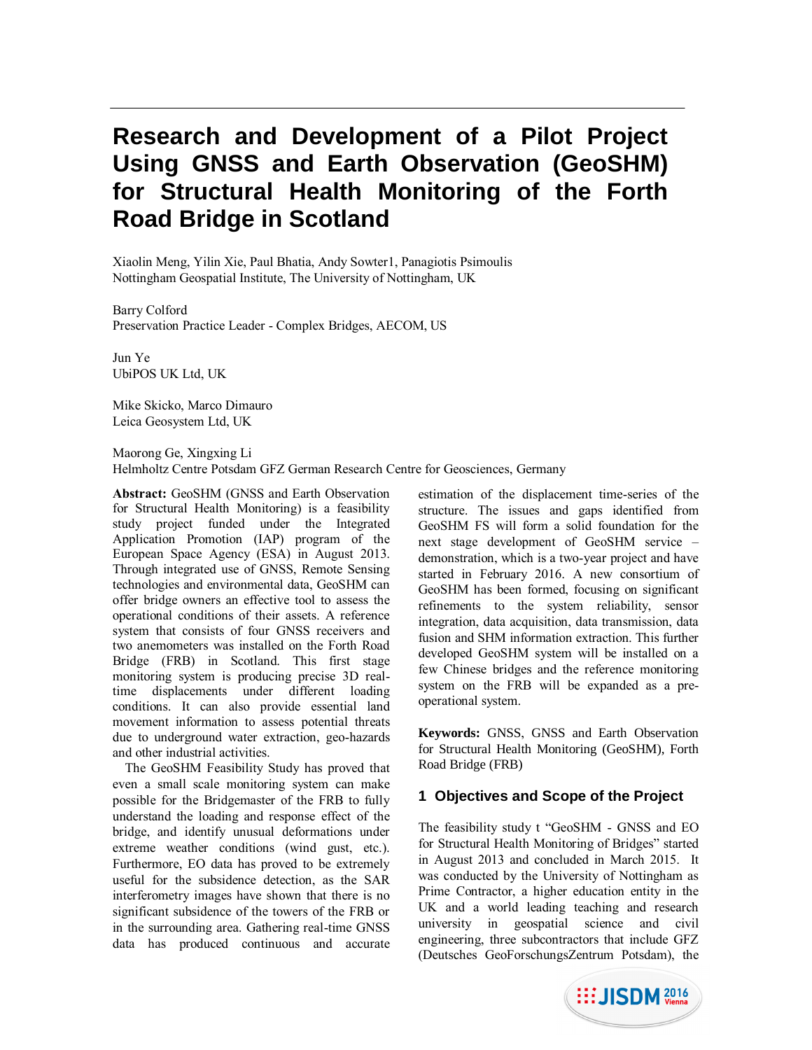# Research and Development of a Pilot Project Using GNSS and Earth Observation (GeoSHM) for Structural Health Monitoring of the Forth Road Bridge in Scotland

Xiaolin Meng, Yilin Xie, Paul Bhatia, Andy Sowter1, Panagiotis Psimoulis
Nottingham Geospatial Institute, The University of Nottingham, UK

Barry Colford
Preservation Practice Leader - Complex Bridges, AECOM, US

Jun Ye
UbiPOS UK Ltd, UK

Mike Skicko, Marco Dimauro
Leica Geosystem Ltd, UK

Maorong Ge, Xingxing Li
Helmholtz Centre Potsdam GFZ German Research Centre for Geosciences, Germany

**Abstract:** GeoSHM (GNSS and Earth Observation for Structural Health Monitoring) is a feasibility study project funded under the Integrated Application Promotion (IAP) program of the European Space Agency (ESA) in August 2013. Through integrated use of GNSS, Remote Sensing technologies and environmental data, GeoSHM can offer bridge owners an effective tool to assess the operational conditions of their assets. A reference system that consists of four GNSS receivers and two anemometers was installed on the Forth Road Bridge (FRB) in Scotland. This first stage monitoring system is producing precise 3D real-time displacements under different loading conditions. It can also provide essential land movement information to assess potential threats due to underground water extraction, geo-hazards and other industrial activities.

The GeoSHM Feasibility Study has proved that even a small scale monitoring system can make possible for the Bridgemaster of the FRB to fully understand the loading and response effect of the bridge, and identify unusual deformations under extreme weather conditions (wind gust, etc.). Furthermore, EO data has proved to be extremely useful for the subsidence detection, as the SAR interferometry images have shown that there is no significant subsidence of the towers of the FRB or in the surrounding area. Gathering real-time GNSS data has produced continuous and accurate estimation of the displacement time-series of the structure. The issues and gaps identified from GeoSHM FS will form a solid foundation for the next stage development of GeoSHM service – demonstration, which is a two-year project and have started in February 2016. A new consortium of GeoSHM has been formed, focusing on significant refinements to the system reliability, sensor integration, data acquisition, data transmission, data fusion and SHM information extraction. This further developed GeoSHM system will be installed on a few Chinese bridges and the reference monitoring system on the FRB will be expanded as a pre-operational system.

**Keywords:** GNSS, GNSS and Earth Observation for Structural Health Monitoring (GeoSHM), Forth Road Bridge (FRB)

## 1 Objectives and Scope of the Project

The feasibility study t “GeoSHM - GNSS and EO for Structural Health Monitoring of Bridges” started in August 2013 and concluded in March 2015. It was conducted by the University of Nottingham as Prime Contractor, a higher education entity in the UK and a world leading teaching and research university in geospatial science and civil engineering, three subcontractors that include GFZ (Deutsches GeoForschungsZentrum Potsdam), the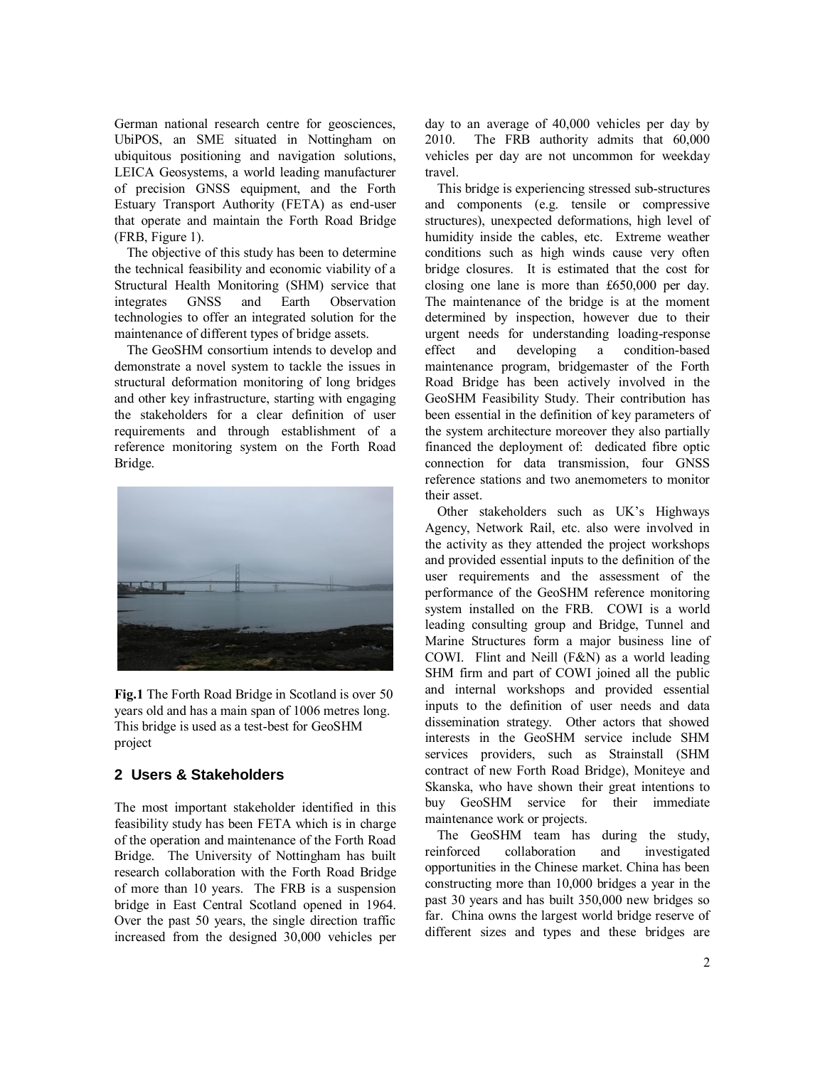German national research centre for geosciences, UbiPOS, an SME situated in Nottingham on ubiquitous positioning and navigation solutions, LEICA Geosystems, a world leading manufacturer of precision GNSS equipment, and the Forth Estuary Transport Authority (FETA) as end-user that operate and maintain the Forth Road Bridge (FRB, Figure 1).

The objective of this study has been to determine the technical feasibility and economic viability of a Structural Health Monitoring (SHM) service that integrates GNSS and Earth Observation technologies to offer an integrated solution for the maintenance of different types of bridge assets.

The GeoSHM consortium intends to develop and demonstrate a novel system to tackle the issues in structural deformation monitoring of long bridges and other key infrastructure, starting with engaging the stakeholders for a clear definition of user requirements and through establishment of a reference monitoring system on the Forth Road Bridge.

**Fig.1** The Forth Road Bridge in Scotland is over 50 years old and has a main span of 1006 metres long. This bridge is used as a test-best for GeoSHM project

## 2 Users & Stakeholders

The most important stakeholder identified in this feasibility study has been FETA which is in charge of the operation and maintenance of the Forth Road Bridge. The University of Nottingham has built research collaboration with the Forth Road Bridge of more than 10 years. The FRB is a suspension bridge in East Central Scotland opened in 1964. Over the past 50 years, the single direction traffic increased from the designed 30,000 vehicles per day to an average of 40,000 vehicles per day by 2010. The FRB authority admits that 60,000 vehicles per day are not uncommon for weekday travel.

This bridge is experiencing stressed sub-structures and components (e.g. tensile or compressive structures), unexpected deformations, high level of humidity inside the cables, etc. Extreme weather conditions such as high winds cause very often bridge closures. It is estimated that the cost for closing one lane is more than £650,000 per day. The maintenance of the bridge is at the moment determined by inspection, however due to their urgent needs for understanding loading-response effect and developing a condition-based maintenance program, bridgemaster of the Forth Road Bridge has been actively involved in the GeoSHM Feasibility Study. Their contribution has been essential in the definition of key parameters of the system architecture moreover they also partially financed the deployment of: dedicated fibre optic connection for data transmission, four GNSS reference stations and two anemometers to monitor their asset.

Other stakeholders such as UK's Highways Agency, Network Rail, etc. also were involved in the activity as they attended the project workshops and provided essential inputs to the definition of the user requirements and the assessment of the performance of the GeoSHM reference monitoring system installed on the FRB. COWI is a world leading consulting group and Bridge, Tunnel and Marine Structures form a major business line of COWI. Flint and Neill (F&N) as a world leading SHM firm and part of COWI joined all the public and internal workshops and provided essential inputs to the definition of user needs and data dissemination strategy. Other actors that showed interests in the GeoSHM service include SHM services providers, such as Strainstall (SHM contract of new Forth Road Bridge), Moniteye and Skanska, who have shown their great intentions to buy GeoSHM service for their immediate maintenance work or projects.

The GeoSHM team has during the study, reinforced collaboration and investigated opportunities in the Chinese market. China has been constructing more than 10,000 bridges a year in the past 30 years and has built 350,000 new bridges so far. China owns the largest world bridge reserve of different sizes and types and these bridges are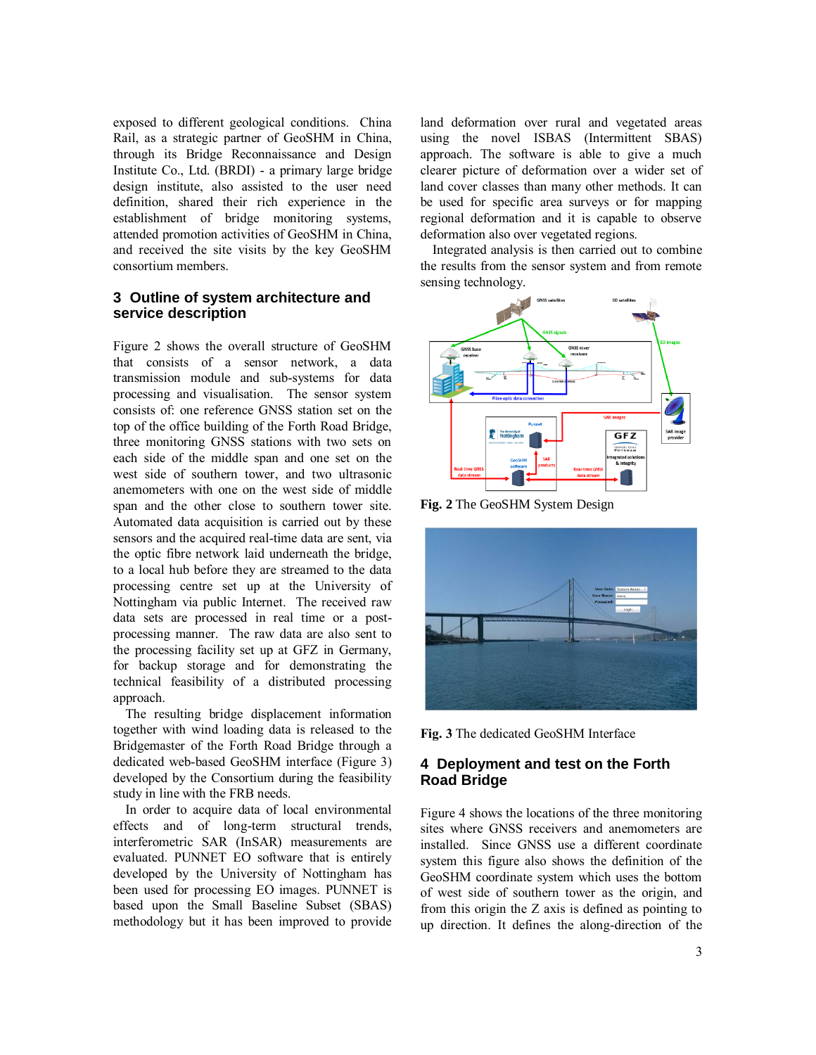exposed to different geological conditions. China Rail, as a strategic partner of GeoSHM in China, through its Bridge Reconnaissance and Design Institute Co., Ltd. (BRDI) - a primary large bridge design institute, also assisted to the user need definition, shared their rich experience in the establishment of bridge monitoring systems, attended promotion activities of GeoSHM in China, and received the site visits by the key GeoSHM consortium members.

## 3 Outline of system architecture and service description

Figure 2 shows the overall structure of GeoSHM that consists of a sensor network, a data transmission module and sub-systems for data processing and visualisation. The sensor system consists of: one reference GNSS station set on the top of the office building of the Forth Road Bridge, three monitoring GNSS stations with two sets on each side of the middle span and one set on the west side of southern tower, and two ultrasonic anemometers with one on the west side of middle span and the other close to southern tower site. Automated data acquisition is carried out by these sensors and the acquired real-time data are sent, via the optic fibre network laid underneath the bridge, to a local hub before they are streamed to the data processing centre set up at the University of Nottingham via public Internet. The received raw data sets are processed in real time or a post-processing manner. The raw data sets are also sent to the processing facility set up at GFZ in Germany, for backup storage and for demonstrating the technical feasibility of a distributed processing approach.

The resulting bridge displacement information together with wind loading data is released to the Bridgemaster of the Forth Road Bridge through a dedicated web-based GeoSHM interface (Figure 3) developed by the Consortium during the feasibility study in line with the FRB needs.

In order to acquire data of local environmental effects and of long-term structural trends, interferometric SAR (InSAR) measurements are evaluated. PUNNET EO software that is entirely developed by the University of Nottingham has been used for processing EO images. PUNNET is based upon the Small Baseline Subset (SBAS) methodology but it has been improved to provide land deformation over rural and vegetated areas using the novel ISBAS (Intermittent SBAS) approach. The software is able to give a much clearer picture of deformation over a wider set of land cover classes than many other methods. It can be used for specific area surveys or for mapping regional deformation and it is capable to observe deformation also over vegetated regions.

Integrated analysis is then carried out to combine the results from the sensor system and from remote sensing technology.

**Fig. 2** The GeoSHM System Design

**Fig. 3** The dedicated GeoSHM Interface

## 4 Deployment and test on the Forth Road Bridge

Figure 4 shows the locations of the three monitoring sites where GNSS receivers and anemometers are installed. Since GNSS use a different coordinate system this figure also shows the definition of the GeoSHM coordinate system which uses the bottom of west side of southern tower as the origin, and from this origin the Z axis is defined as pointing to up direction. It defines the along-direction of the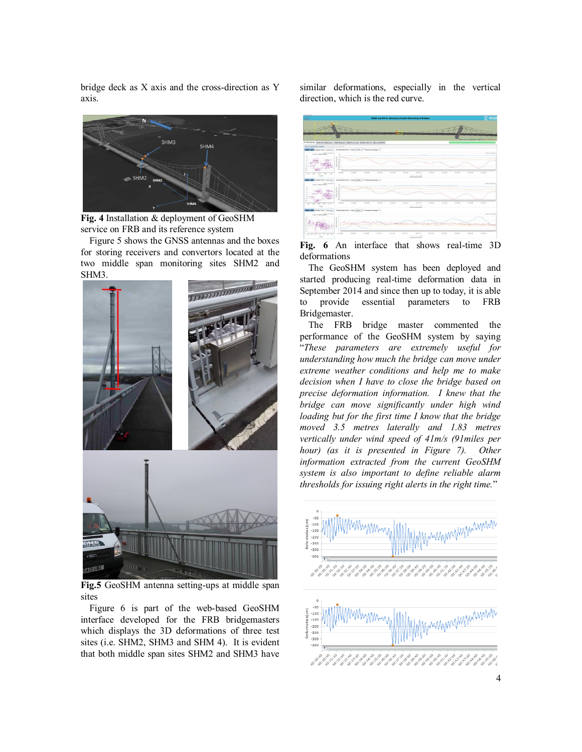bridge deck as X axis and the cross-direction as Y axis.

**Fig. 4** Installation & deployment of GeoSHM service on FRB and its reference system

Figure 5 shows the GNSS antennas and the boxes for storing receivers and convertors located at the two middle span monitoring sites SHM2 and SHM3.

**Fig.5** GeoSHM antenna setting-ups at middle span sites

Figure 6 is part of the web-based GeoSHM interface developed for the FRB bridgemasters which displays the 3D deformations of three test sites (i.e. SHM2, SHM3 and SHM 4). It is evident that both middle span sites SHM2 and SHM3 have similar deformations, especially in the vertical direction, which is the red curve.

**Fig. 6** An interface that shows real-time 3D deformations

The GeoSHM system has been deployed and started producing real-time deformation data in September 2014 and since then up to today, it is able to provide essential parameters to FRB Bridgemaster.

The FRB bridge master commented the performance of the GeoSHM system by saying "*These parameters are extremely useful for understanding how much the bridge can move under extreme weather conditions and help me to make decision when I have to close the bridge based on precise deformation information. I knew that the bridge can move significantly under high wind loading but for the first time I know that the bridge moved 3.5 metres laterally and 1.83 metres vertically under wind speed of 41m/s (91miles per hour) (as it is presented in Figure 7). Other information extracted from the current GeoSHM system is also important to define reliable alarm thresholds for issuing right alerts in the right time.*"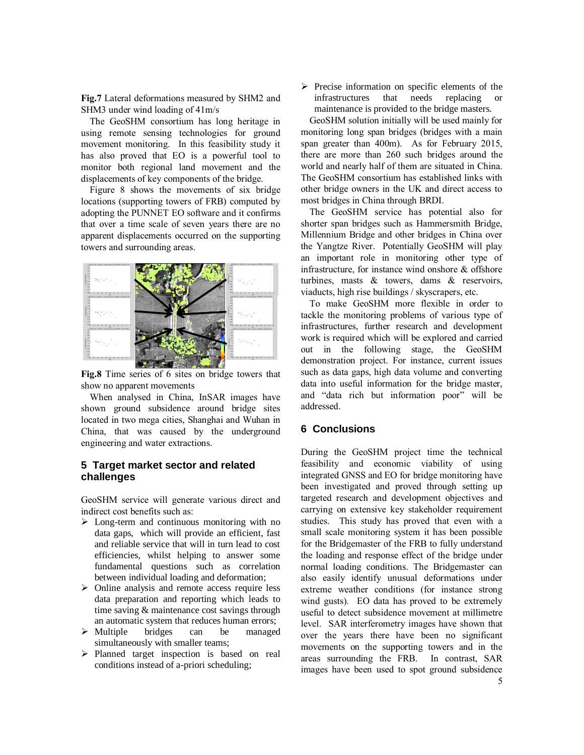**Fig.7** Lateral deformations measured by SHM2 and SHM3 under wind loading of 41m/s

The GeoSHM consortium has long heritage in using remote sensing technologies for ground movement monitoring. In this feasibility study it has also proved that EO is a powerful tool to monitor both regional land movement and the displacements of key components of the bridge.

Figure 8 shows the movements of six bridge locations (supporting towers of FRB) computed by adopting the PUNNET EO software and it confirms that over a time scale of seven years there are no apparent displacements occurred on the supporting towers and surrounding areas.

**Fig.8** Time series of 6 sites on bridge towers that show no apparent movements

When analysed in China, InSAR images have shown ground subsidence around bridge sites located in two mega cities, Shanghai and Wuhan in China, that was caused by the underground engineering and water extractions.

## 5 Target market sector and related challenges

GeoSHM service will generate various direct and indirect cost benefits such as:

- Long-term and continuous monitoring with no data gaps, which will provide an efficient, fast and reliable service that will in turn lead to cost efficiencies, whilst helping to answer some fundamental questions such as correlation between individual loading and deformation;
- Online analysis and remote access require less data preparation and reporting which leads to time saving & maintenance cost savings through an automatic system that reduces human errors;
- Multiple bridges can be managed simultaneously with smaller teams;
- Planned target inspection is based on real conditions instead of a-priori scheduling;
- Precise information on specific elements of the infrastructures that needs replacing or maintenance is provided to the bridge masters.

GeoSHM solution initially will be used mainly for monitoring long span bridges (bridges with a main span greater than 400m). As for February 2015, there are more than 260 such bridges around the world and nearly half of them are situated in China. The GeoSHM consortium has established links with other bridge owners in the UK and direct access to most bridges in China through BRDI.

The GeoSHM service has potential also for shorter span bridges such as Hammersmith Bridge, Millennium Bridge and other bridges in China over the Yangtze River. Potentially GeoSHM will play an important role in monitoring other type of infrastructure, for instance wind onshore & offshore turbines, masts & towers, dams & reservoirs, viaducts, high rise buildings / skyscrapers, etc.

To make GeoSHM more flexible in order to tackle the monitoring problems of various type of infrastructures, further research and development work is required which will be explored and carried out in the following stage, the GeoSHM demonstration project. For instance, current issues such as data gaps, high data volume and converting data into useful information for the bridge master, and "data rich but information poor" will be addressed.

## 6 Conclusions

During the GeoSHM project time the technical feasibility and economic viability of using integrated GNSS and EO for bridge monitoring have been investigated and proved through setting up targeted research and development objectives and carrying on extensive key stakeholder requirement studies. This study has proved that even with a small scale monitoring system it has been possible for the Bridgemaster of the FRB to fully understand the loading and response effect of the bridge under normal loading conditions. The Bridgemaster can also easily identify unusual deformations under extreme weather conditions (for instance strong wind gusts). EO data has proved to be extremely useful to detect subsidence movement at millimetre level. SAR interferometry images have shown that over the years there have been no significant movements on the supporting towers and in the areas surrounding the FRB. In contrast, SAR images have been used to spot ground subsidence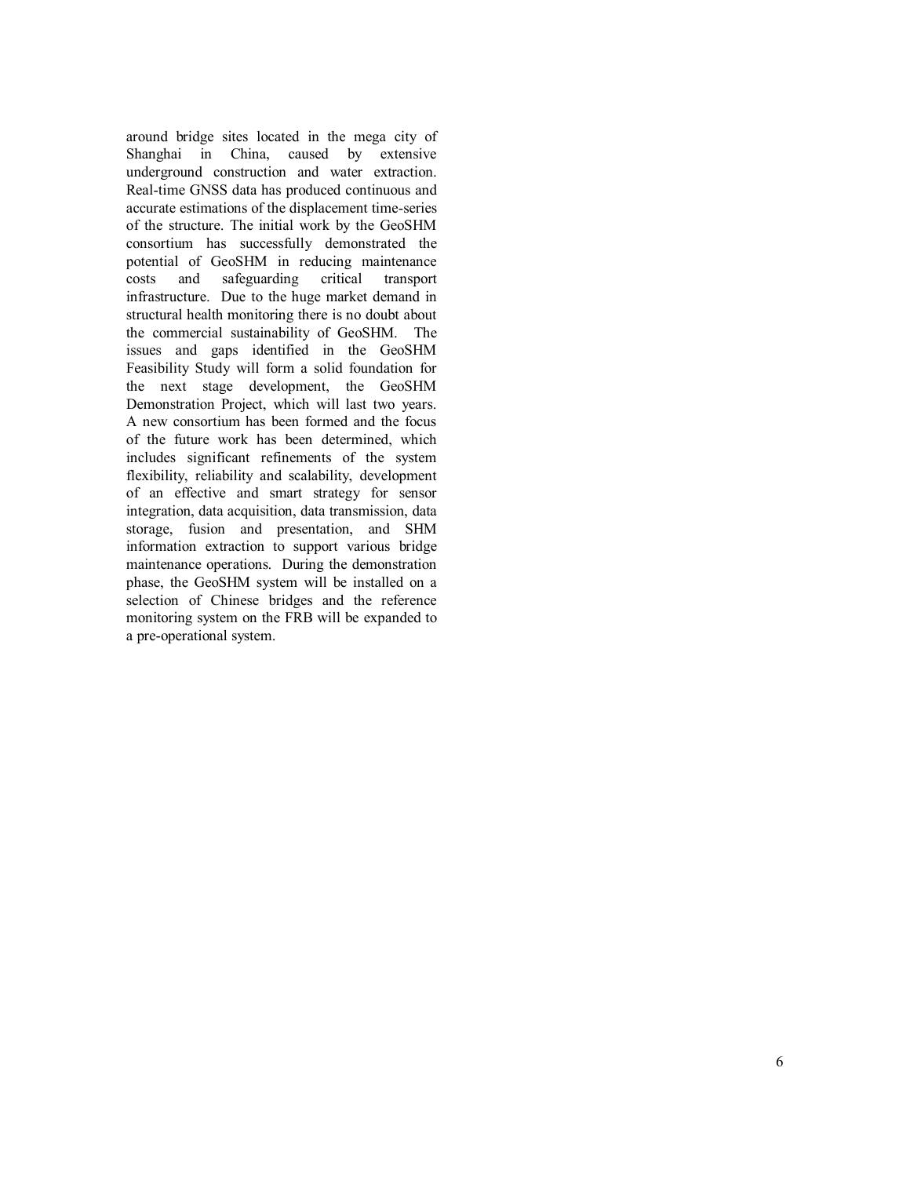around bridge sites located in the mega city of Shanghai in China, caused by extensive underground construction and water extraction. Real-time GNSS data has produced continuous and accurate estimations of the displacement time-series of the structure. The initial work by the GeoSHM consortium has successfully demonstrated the potential of GeoSHM in reducing maintenance costs and safeguarding critical transport infrastructure. Due to the huge market demand in structural health monitoring there is no doubt about the commercial sustainability of GeoSHM. The issues and gaps identified in the GeoSHM Feasibility Study will form a solid foundation for the next stage development, the GeoSHM Demonstration Project, which will last two years. A new consortium has been formed and the focus of the future work has been determined, which includes significant refinements of the system flexibility, reliability and scalability, development of an effective and smart strategy for sensor integration, data acquisition, data transmission, data storage, fusion and presentation, and SHM information extraction to support various bridge maintenance operations. During the demonstration phase, the GeoSHM system will be installed on a selection of Chinese bridges and the reference monitoring system on the FRB will be expanded to a pre-operational system.